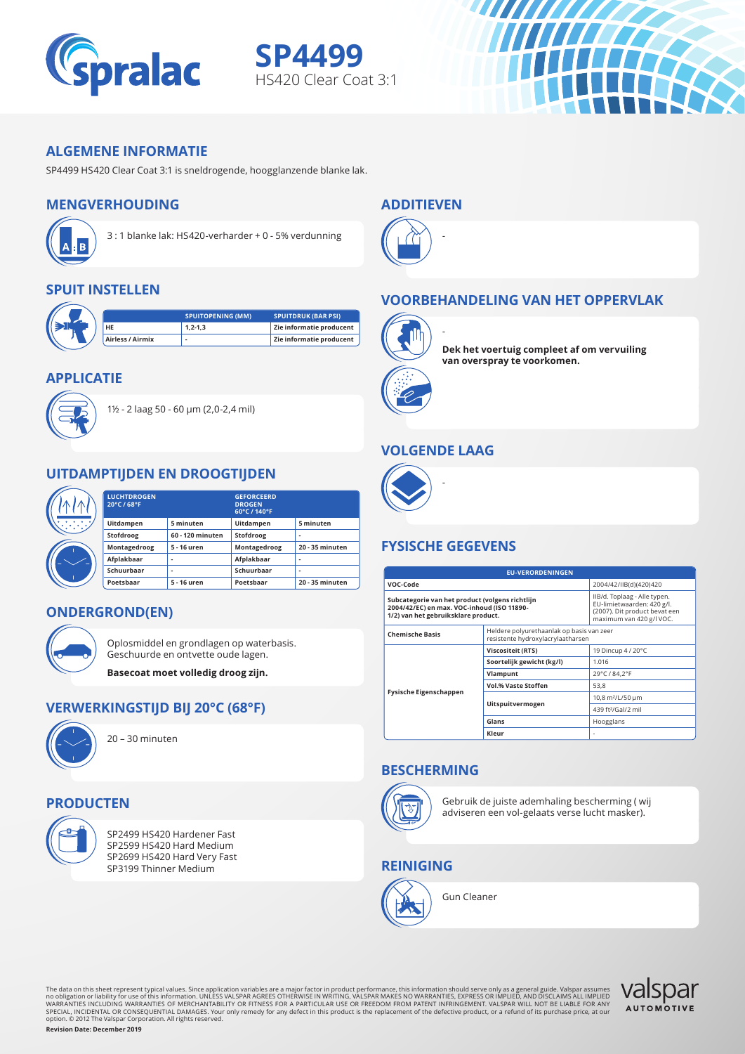# SP4499

HS420 Clear Coat 3:1

## ALGEMENE INFORMATIE

SP4499 HS420 Clear Coat 3:1 is sneldrogende, hoogglanzende blanke lak.

## MENGVERHOUDING

3 : 1 blanke lak: HS420-verharder + 0 - 5% verdunning

## SPUIT INSTELLEN

| | SPUITOPENING (MM) | SPUITDRUK (BAR PSI) |
|---|---|---|
| HE | 1,2-1,3 | Zie informatie producent |
| Airless / Airmix | - | Zie informatie producent |

## APPLICATIE

1½ - 2 laag 50 - 60 µm (2,0-2,4 mil)

## UITDAMPTIJDEN EN DROOGTIJDEN

| LUCHTDROGEN 20°C / 68°F | | GEFORCEERD DROGEN 60°C / 140°F | |
|---|---|---|---|
| Uitdampen | 5 minuten | Uitdampen | 5 minuten |
| Stofdroog | 60 - 120 minuten | Stofdroog | - |
| Montagedroog | 5 - 16 uren | Montagedroog | 20 - 35 minuten |
| Afplakbaar | - | Afplakbaar | - |
| Schuurbaar | - | Schuurbaar | - |
| Poetsbaar | 5 - 16 uren | Poetsbaar | 20 - 35 minuten |

## ONDERGROND(EN)

Oplosmiddel en grondlagen op waterbasis. Geschuurde en ontvette oude lagen.

**Basecoat moet volledig droog zijn.**

## VERWERKINGSTIJD BIJ 20°C (68°F)

20 – 30 minuten

## PRODUCTEN

SP2499 HS420 Hardener Fast
SP2599 HS420 Hard Medium
SP2699 HS420 Hard Very Fast
SP3199 Thinner Medium

## ADDITIEVEN

-

## VOORBEHANDELING VAN HET OPPERVLAK

-

**Dek het voertuig compleet af om vervuiling van overspray te voorkomen.**

## VOLGENDE LAAG

-

## FYSISCHE GEGEVENS

| EU-VERORDENINGEN | | |
|---|---|---|
| VOC-Code | | 2004/42/IIB(d)(420)420 |
| Subcategorie van het product (volgens richtlijn 2004/42/EC) en max. VOC-inhoud (ISO 11890-1/2) van het gebruiksklare product. | | IIB/d. Toplaag - Alle typen. EU-limietwaarden: 420 g/l. (2007). Dit product bevat een maximum van 420 g/l VOC. |
| Chemische Basis | Heldere polyurethaanlak op basis van zeer resistente hydroxylacrylaatharsen | |
| Fysische Eigenschappen | Viscositeit (RTS) | 19 Dincup 4 / 20°C |
| | Soortelijk gewicht (kg/l) | 1.016 |
| | Vlampunt | 29°C / 84,2°F |
| | Vol.% Vaste Stoffen | 53,8 |
| | Uitspuitvermogen | 10,8 m²/L/50 µm |
| | | 439 ft²/Gal/2 mil |
| | Glans | Hoogglans |
| | Kleur | - |

## BESCHERMING

Gebruik de juiste ademhaling bescherming ( wij adviseren een vol-gelaats verse lucht masker).

## REINIGING

Gun Cleaner

The data on this sheet represent typical values. Since application variables are a major factor in product performance, this information should serve only as a general guide. Valspar assumes no obligation or liability for use of this information. UNLESS VALSPAR AGREES OTHERWISE IN WRITING, VALSPAR MAKES NO WARRANTIES, EXPRESS OR IMPLIED, AND DISCLAIMS ALL IMPLIED WARRANTIES INCLUDING WARRANTIES OF MERCHANTABILITY OR FITNESS FOR A PARTICULAR USE OR FREEDOM FROM PATENT INFRINGEMENT. VALSPAR WILL NOT BE LIABLE FOR ANY SPECIAL, INCIDENTAL OR CONSEQUENTIAL DAMAGES. Your only remedy for any defect in this product is the replacement of the defective product, or a refund of its purchase price, at our option. © 2012 The Valspar Corporation. All rights reserved.

**Revision Date: December 2019**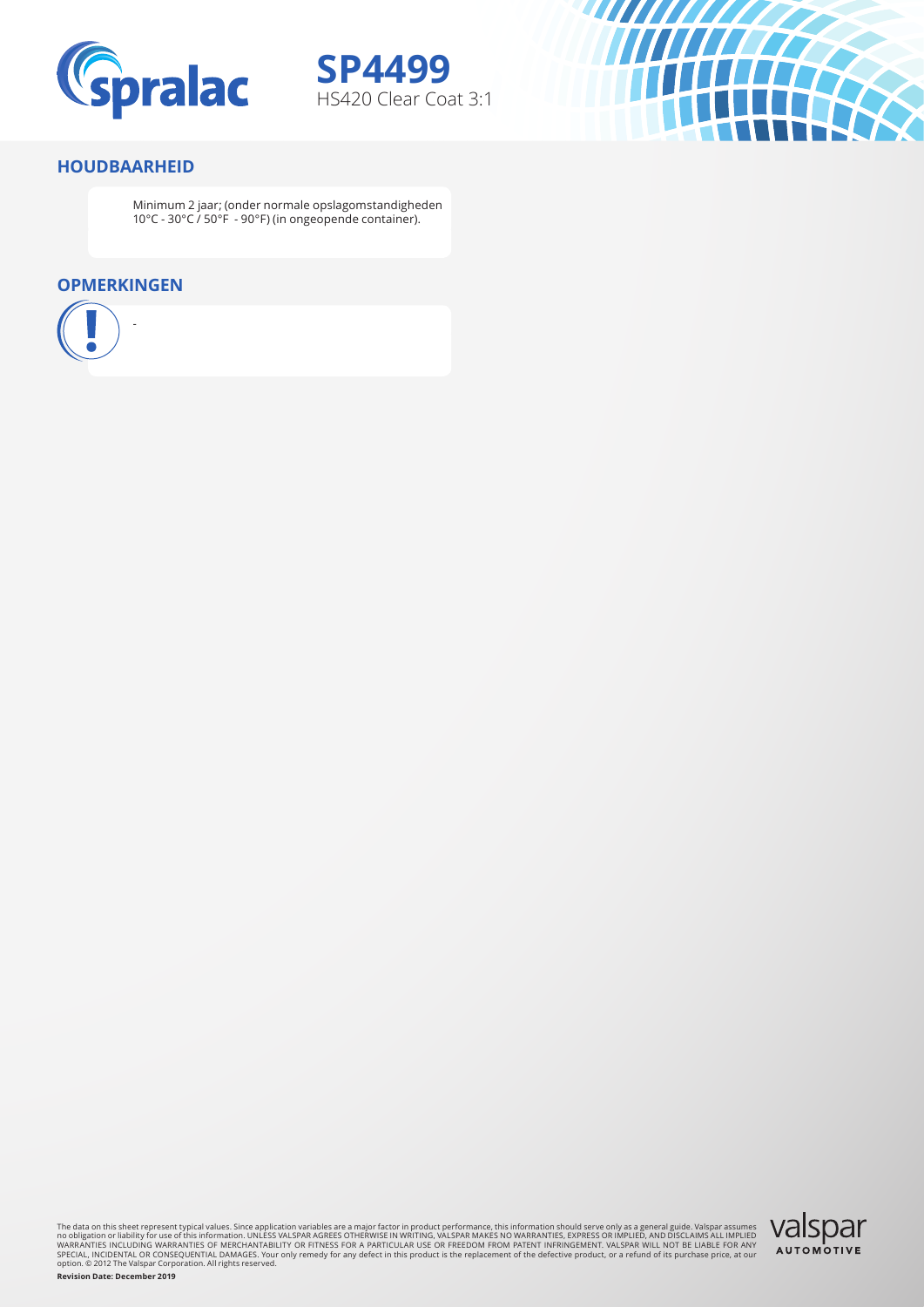## HOUDBAARHEID

Minimum 2 jaar; (onder normale opslagomstandigheden 10°C - 30°C / 50°F - 90°F) (in ongeopende container).

## OPMERKINGEN

-

The data on this sheet represent typical values. Since application variables are a major factor in product performance, this information should serve only as a general guide. Valspar assumes no obligation or liability for use of this information. UNLESS VALSPAR AGREES OTHERWISE IN WRITING, VALSPAR MAKES NO WARRANTIES, EXPRESS OR IMPLIED, AND DISCLAIMS ALL IMPLIED WARRANTIES INCLUDING WARRANTIES OF MERCHANTABILITY OR FITNESS FOR A PARTICULAR USE OR FREEDOM FROM PATENT INFRINGEMENT. VALSPAR WILL NOT BE LIABLE FOR ANY SPECIAL, INCIDENTAL OR CONSEQUENTIAL DAMAGES. Your only remedy for any defect in this product is the replacement of the defective product, or a refund of its purchase price, at our option. © 2012 The Valspar Corporation. All rights reserved.

**Revision Date: December 2019**